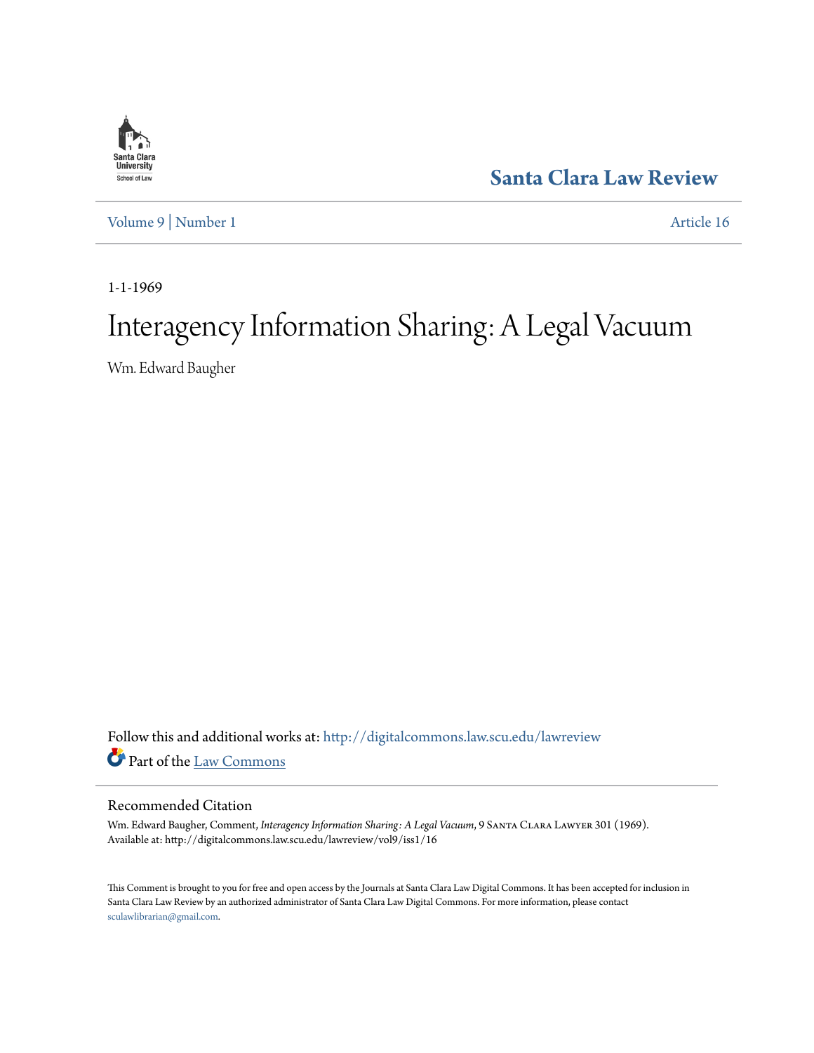Santa Clara Law Review

Volume 9 | Number 1 Article 16

1-1-1969

# Interagency Information Sharing: A Legal Vacuum

Wm. Edward Baugher

Follow this and additional works at: http://digitalcommons.law.scu.edu/lawreview

Part of the Law Commons

## Recommended Citation

Wm. Edward Baugher, Comment, *Interagency Information Sharing: A Legal Vacuum*, 9 Santa Clara Lawyer 301 (1969).
Available at: http://digitalcommons.law.scu.edu/lawreview/vol9/iss1/16

This Comment is brought to you for free and open access by the Journals at Santa Clara Law Digital Commons. It has been accepted for inclusion in Santa Clara Law Review by an authorized administrator of Santa Clara Law Digital Commons. For more information, please contact sculawlibrarian@gmail.com.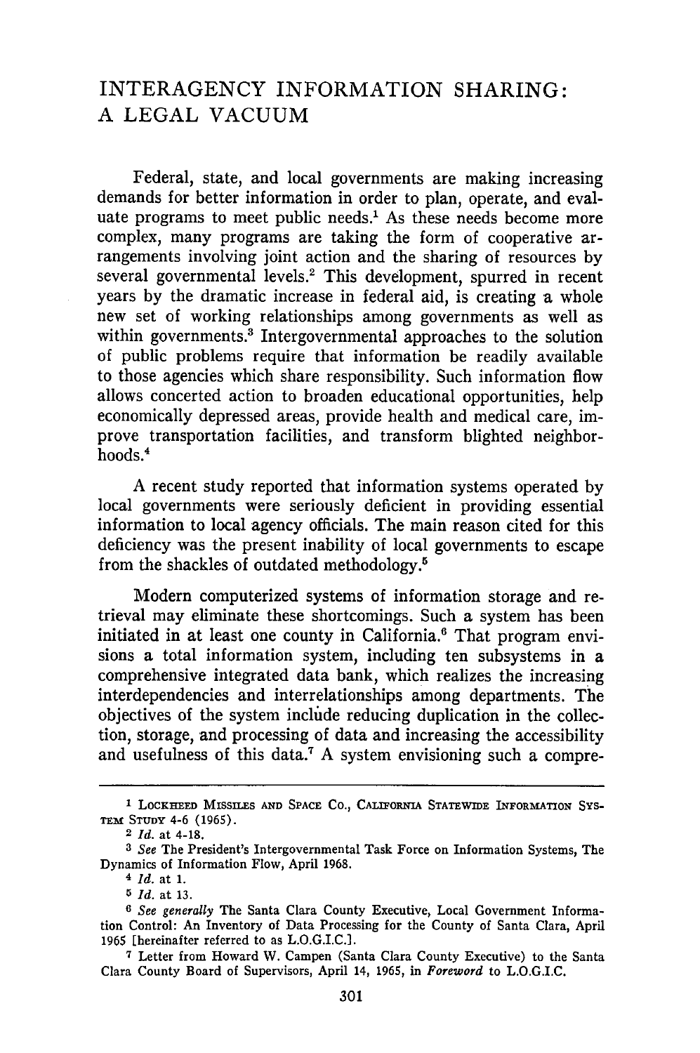# INTERAGENCY INFORMATION SHARING: A LEGAL VACUUM

Federal, state, and local governments are making increasing demands for better information in order to plan, operate, and evaluate programs to meet public needs.[1] As these needs become more complex, many programs are taking the form of cooperative arrangements involving joint action and the sharing of resources by several governmental levels.[2] This development, spurred in recent years by the dramatic increase in federal aid, is creating a whole new set of working relationships among governments as well as within governments.[3] Intergovernmental approaches to the solution of public problems require that information be readily available to those agencies which share responsibility. Such information flow allows concerted action to broaden educational opportunities, help economically depressed areas, provide health and medical care, improve transportation facilities, and transform blighted neighborhoods.[4]

A recent study reported that information systems operated by local governments were seriously deficient in providing essential information to local agency officials. The main reason cited for this deficiency was the present inability of local governments to escape from the shackles of outdated methodology.[5]

Modern computerized systems of information storage and retrieval may eliminate these shortcomings. Such a system has been initiated in at least one county in California.[6] That program envisions a total information system, including ten subsystems in a comprehensive integrated data bank, which realizes the increasing interdependencies and interrelationships among departments. The objectives of the system include reducing duplication in the collection, storage, and processing of data and increasing the accessibility and usefulness of this data.[7] A system envisioning such a compre-

---

[1] LOCKHEED MISSILES AND SPACE CO., CALIFORNIA STATEWIDE INFORMATION SYSTEM STUDY 4-6 (1965).

[2] *Id.* at 4-18.

[3] *See* The President's Intergovernmental Task Force on Information Systems, The Dynamics of Information Flow, April 1968.

[4] *Id.* at 1.

[5] *Id.* at 13.

[6] *See generally* The Santa Clara County Executive, Local Government Information Control: An Inventory of Data Processing for the County of Santa Clara, April 1965 [hereinafter referred to as L.O.G.I.C.].

[7] Letter from Howard W. Campen (Santa Clara County Executive) to the Santa Clara County Board of Supervisors, April 14, 1965, in *Foreword* to L.O.G.I.C.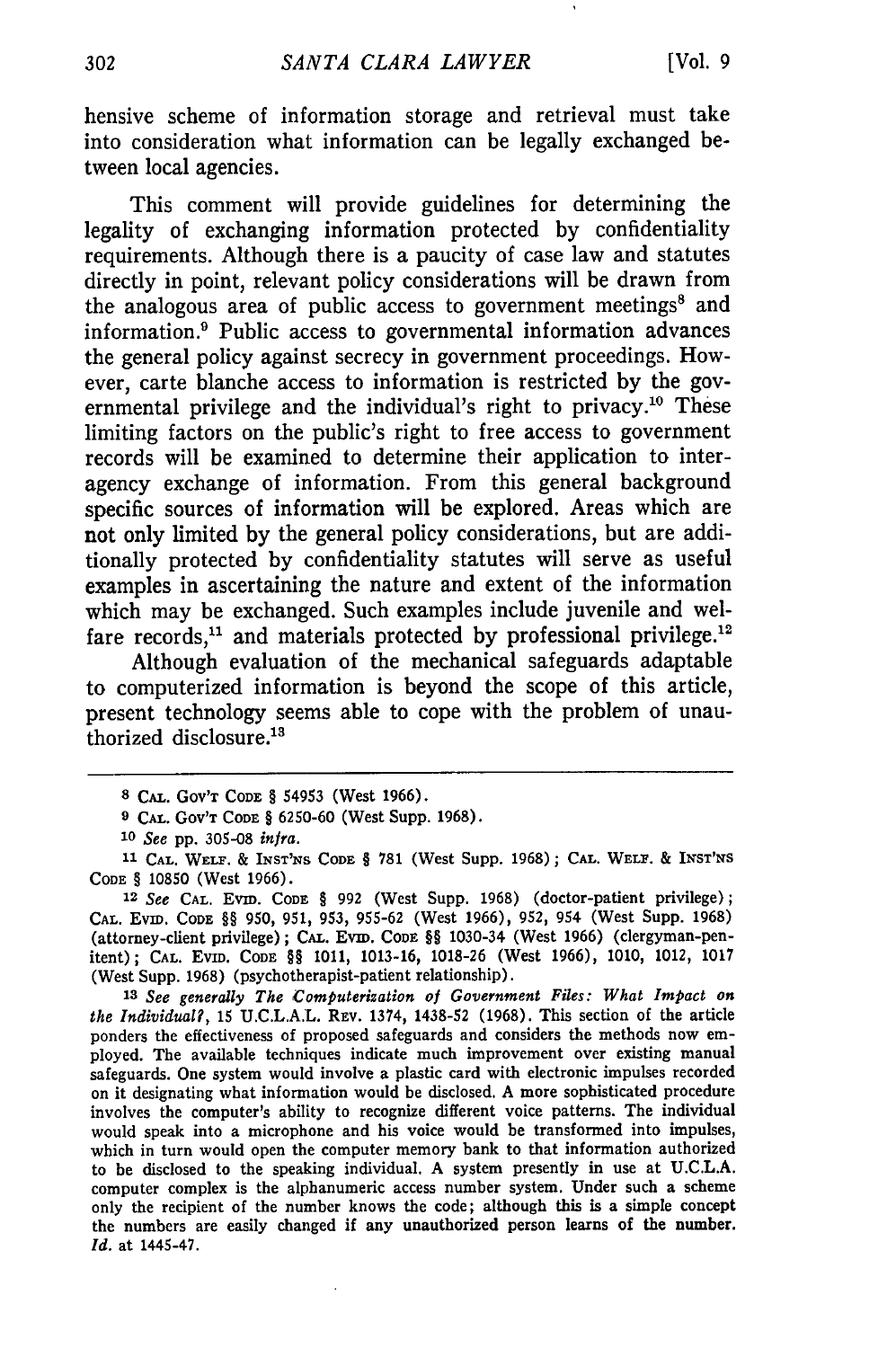hensive scheme of information storage and retrieval must take into consideration what information can be legally exchanged between local agencies.

This comment will provide guidelines for determining the legality of exchanging information protected by confidentiality requirements. Although there is a paucity of case law and statutes directly in point, relevant policy considerations will be drawn from the analogous area of public access to government meetings[8] and information.[9] Public access to governmental information advances the general policy against secrecy in government proceedings. However, carte blanche access to information is restricted by the governmental privilege and the individual's right to privacy.[10] These limiting factors on the public's right to free access to government records will be examined to determine their application to interagency exchange of information. From this general background specific sources of information will be explored. Areas which are not only limited by the general policy considerations, but are additionally protected by confidentiality statutes will serve as useful examples in ascertaining the nature and extent of the information which may be exchanged. Such examples include juvenile and welfare records,[11] and materials protected by professional privilege.[12]

Although evaluation of the mechanical safeguards adaptable to computerized information is beyond the scope of this article, present technology seems able to cope with the problem of unauthorized disclosure.[13]

---

8 CAL. GOV'T CODE § 54953 (West 1966).

9 CAL. GOV'T CODE § 6250-60 (West Supp. 1968).

10 *See* pp. 305-08 *infra*.

11 CAL. WELF. & INST'NS CODE § 781 (West Supp. 1968); CAL. WELF. & INST'NS CODE § 10850 (West 1966).

12 *See* CAL. EVID. CODE § 992 (West Supp. 1968) (doctor-patient privilege); CAL. EVID. CODE §§ 950, 951, 953, 955-62 (West 1966), 952, 954 (West Supp. 1968) (attorney-client privilege); CAL. EVID. CODE §§ 1030-34 (West 1966) (clergyman-penitent); CAL. EVID. CODE §§ 1011, 1013-16, 1018-26 (West 1966), 1010, 1012, 1017 (West Supp. 1968) (psychotherapist-patient relationship).

13 *See generally The Computerization of Government Files: What Impact on the Individual?*, 15 U.C.L.A.L. REV. 1374, 1438-52 (1968). This section of the article ponders the effectiveness of proposed safeguards and considers the methods now employed. The available techniques indicate much improvement over existing manual safeguards. One system would involve a plastic card with electronic impulses recorded on it designating what information would be disclosed. A more sophisticated procedure involves the computer's ability to recognize different voice patterns. The individual would speak into a microphone and his voice would be transformed into impulses, which in turn would open the computer memory bank to that information authorized to be disclosed to the speaking individual. A system presently in use at U.C.L.A. computer complex is the alphanumeric access number system. Under such a scheme only the recipient of the number knows the code; although this is a simple concept the numbers are easily changed if any unauthorized person learns of the number. *Id.* at 1445-47.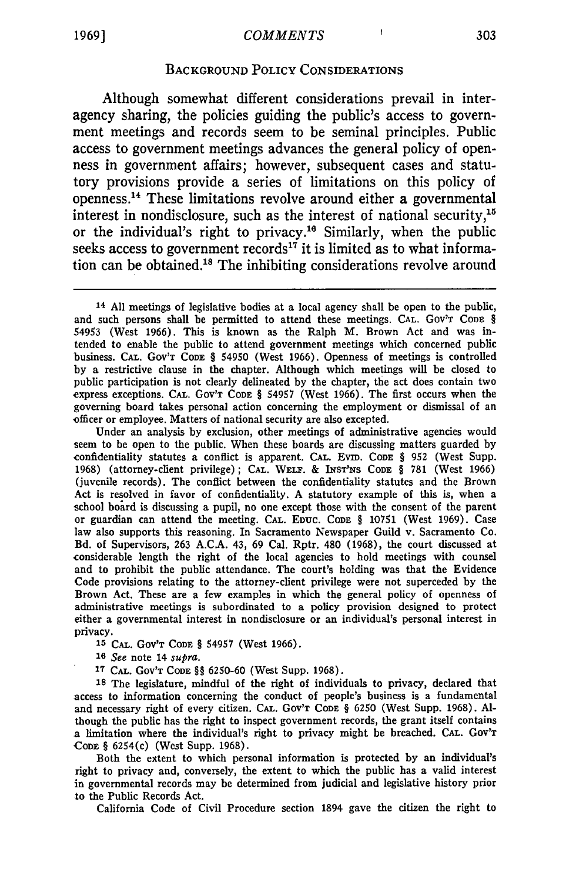## BACKGROUND POLICY CONSIDERATIONS

Although somewhat different considerations prevail in inter-agency sharing, the policies guiding the public's access to government meetings and records seem to be seminal principles. Public access to government meetings advances the general policy of openness in government affairs; however, subsequent cases and statutory provisions provide a series of limitations on this policy of openness.[14] These limitations revolve around either a governmental interest in nondisclosure, such as the interest of national security,[15] or the individual's right to privacy.[16] Similarly, when the public seeks access to government records[17] it is limited as to what information can be obtained.[18] The inhibiting considerations revolve around

---

[14] All meetings of legislative bodies at a local agency shall be open to the public, and such persons shall be permitted to attend these meetings. CAL. GOV'T CODE § 54953 (West 1966). This is known as the Ralph M. Brown Act and was intended to enable the public to attend government meetings which concerned public business. CAL. GOV'T CODE § 54950 (West 1966). Openness of meetings is controlled by a restrictive clause in the chapter. Although which meetings will be closed to public participation is not clearly delineated by the chapter, the act does contain two express exceptions. CAL. GOV'T CODE § 54957 (West 1966). The first occurs when the governing board takes personal action concerning the employment or dismissal of an officer or employee. Matters of national security are also excepted.

Under an analysis by exclusion, other meetings of administrative agencies would seem to be open to the public. When these boards are discussing matters guarded by confidentiality statutes a conflict is apparent. CAL. EVID. CODE § 952 (West Supp. 1968) (attorney-client privilege); CAL. WELF. & INST'NS CODE § 781 (West 1966) (juvenile records). The conflict between the confidentiality statutes and the Brown Act is resolved in favor of confidentiality. A statutory example of this is, when a school board is discussing a pupil, no one except those with the consent of the parent or guardian can attend the meeting. CAL. EDUC. CODE § 10751 (West 1969). Case law also supports this reasoning. In Sacramento Newspaper Guild v. Sacramento Co. Bd. of Supervisors, 263 A.C.A. 43, 69 Cal. Rptr. 480 (1968), the court discussed at considerable length the right of the local agencies to hold meetings with counsel and to prohibit the public attendance. The court's holding was that the Evidence Code provisions relating to the attorney-client privilege were not superceded by the Brown Act. These are a few examples in which the general policy of openness of administrative meetings is subordinated to a policy provision designed to protect either a governmental interest in nondisclosure or an individual's personal interest in privacy.

[15] CAL. GOV'T CODE § 54957 (West 1966).

[16] *See* note 14 *supra*.

[17] CAL. GOV'T CODE §§ 6250-60 (West Supp. 1968).

[18] The legislature, mindful of the right of individuals to privacy, declared that access to information concerning the conduct of people's business is a fundamental and necessary right of every citizen. CAL. GOV'T CODE § 6250 (West Supp. 1968). Although the public has the right to inspect government records, the grant itself contains a limitation where the individual's right to privacy might be breached. CAL. GOV'T CODE § 6254(c) (West Supp. 1968).

Both the extent to which personal information is protected by an individual's right to privacy and, conversely, the extent to which the public has a valid interest in governmental records may be determined from judicial and legislative history prior to the Public Records Act.

California Code of Civil Procedure section 1894 gave the citizen the right to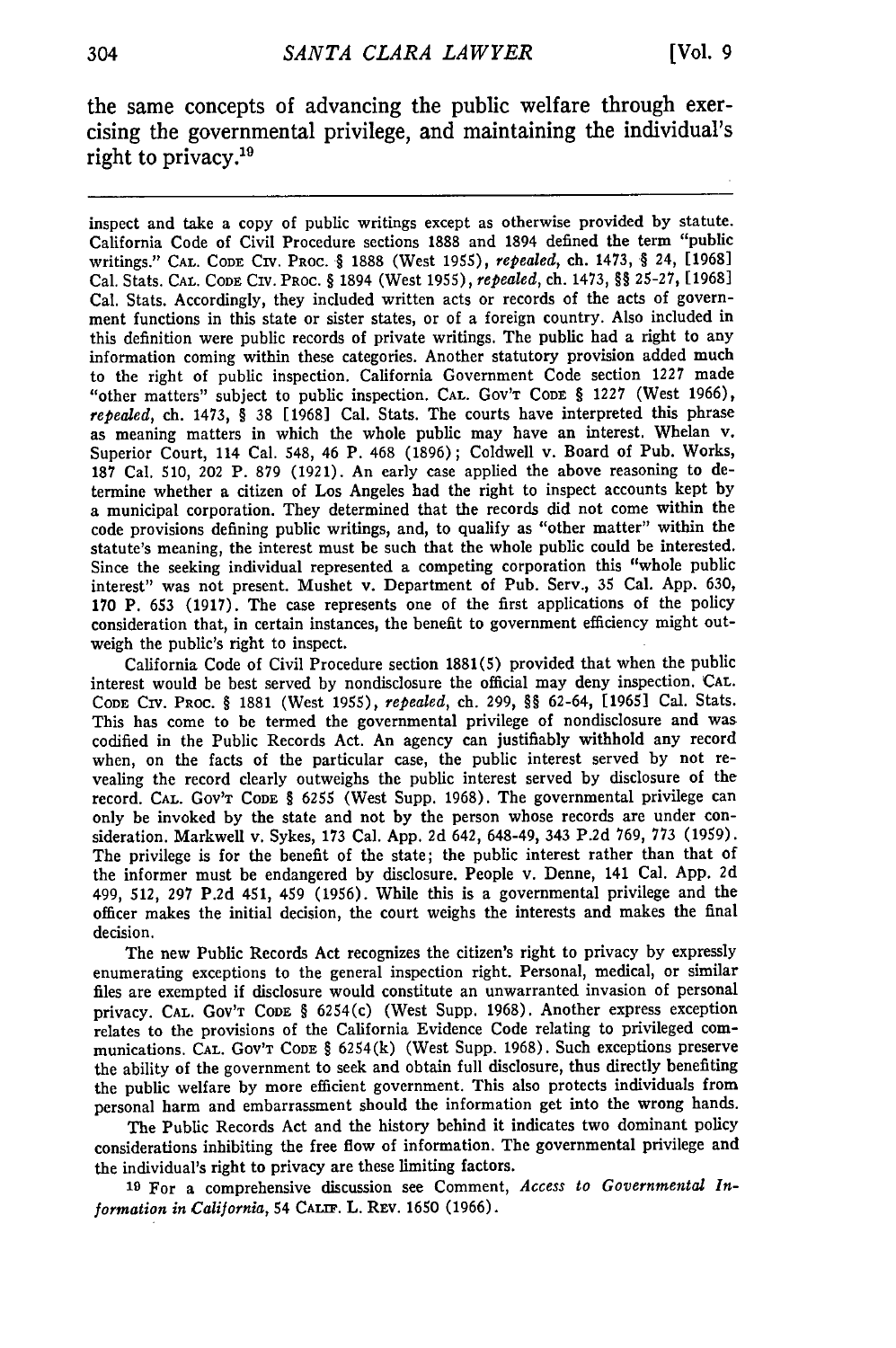the same concepts of advancing the public welfare through exercising the governmental privilege, and maintaining the individual's right to privacy.[19]

---

inspect and take a copy of public writings except as otherwise provided by statute. California Code of Civil Procedure sections 1888 and 1894 defined the term "public writings." CAL. CODE CIV. PROC. § 1888 (West 1955), *repealed*, ch. 1473, § 24, [1968] Cal. Stats. CAL. CODE CIV. PROC. § 1894 (West 1955), *repealed*, ch. 1473, §§ 25-27, [1968] Cal. Stats. Accordingly, they included written acts or records of the acts of government functions in this state or sister states, or of a foreign country. Also included in this definition were public records of private writings. The public had a right to any information coming within these categories. Another statutory provision added much to the right of public inspection. California Government Code section 1227 made "other matters" subject to public inspection. CAL. GOV'T CODE § 1227 (West 1966), *repealed*, ch. 1473, § 38 [1968] Cal. Stats. The courts have interpreted this phrase as meaning matters in which the whole public may have an interest. Whelan v. Superior Court, 114 Cal. 548, 46 P. 468 (1896); Coldwell v. Board of Pub. Works, 187 Cal. 510, 202 P. 879 (1921). An early case applied the above reasoning to determine whether a citizen of Los Angeles had the right to inspect accounts kept by a municipal corporation. They determined that the records did not come within the code provisions defining public writings, and, to qualify as "other matter" within the statute's meaning, the interest must be such that the whole public could be interested. Since the seeking individual represented a competing corporation this "whole public interest" was not present. Mushet v. Department of Pub. Serv., 35 Cal. App. 630, 170 P. 653 (1917). The case represents one of the first applications of the policy consideration that, in certain instances, the benefit to government efficiency might outweigh the public's right to inspect.

California Code of Civil Procedure section 1881(5) provided that when the public interest would be best served by nondisclosure the official may deny inspection. CAL. CODE CIV. PROC. § 1881 (West 1955), *repealed*, ch. 299, §§ 62-64, [1965] Cal. Stats. This has come to be termed the governmental privilege of nondisclosure and was codified in the Public Records Act. An agency can justifiably withhold any record when, on the facts of the particular case, the public interest served by not revealing the record clearly outweighs the public interest served by disclosure of the record. CAL. GOV'T CODE § 6255 (West Supp. 1968). The governmental privilege can only be invoked by the state and not by the person whose records are under consideration. Markwell v. Sykes, 173 Cal. App. 2d 642, 648-49, 343 P.2d 769, 773 (1959). The privilege is for the benefit of the state; the public interest rather than that of the informer must be endangered by disclosure. People v. Denne, 141 Cal. App. 2d 499, 512, 297 P.2d 451, 459 (1956). While this is a governmental privilege and the officer makes the initial decision, the court weighs the interests and makes the final decision.

The new Public Records Act recognizes the citizen's right to privacy by expressly enumerating exceptions to the general inspection right. Personal, medical, or similar files are exempted if disclosure would constitute an unwarranted invasion of personal privacy. CAL. GOV'T CODE § 6254(c) (West Supp. 1968). Another express exception relates to the provisions of the California Evidence Code relating to privileged communications. CAL. GOV'T CODE § 6254(k) (West Supp. 1968). Such exceptions preserve the ability of the government to seek and obtain full disclosure, thus directly benefiting the public welfare by more efficient government. This also protects individuals from personal harm and embarrassment should the information get into the wrong hands.

The Public Records Act and the history behind it indicates two dominant policy considerations inhibiting the free flow of information. The governmental privilege and the individual's right to privacy are these limiting factors.

[19] For a comprehensive discussion see Comment, *Access to Governmental Information in California*, 54 CALIF. L. REV. 1650 (1966).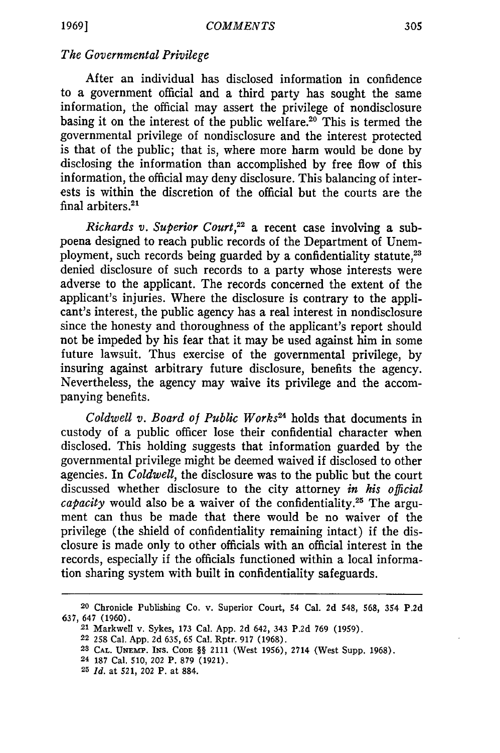*The Governmental Privilege*

After an individual has disclosed information in confidence to a government official and a third party has sought the same information, the official may assert the privilege of nondisclosure basing it on the interest of the public welfare.[20] This is termed the governmental privilege of nondisclosure and the interest protected is that of the public; that is, where more harm would be done by disclosing the information than accomplished by free flow of this information, the official may deny disclosure. This balancing of interests is within the discretion of the official but the courts are the final arbiters.[21]

*Richards v. Superior Court*,[22] a recent case involving a subpoena designed to reach public records of the Department of Unemployment, such records being guarded by a confidentiality statute,[23] denied disclosure of such records to a party whose interests were adverse to the applicant. The records concerned the extent of the applicant's injuries. Where the disclosure is contrary to the applicant's interest, the public agency has a real interest in nondisclosure since the honesty and thoroughness of the applicant's report should not be impeded by his fear that it may be used against him in some future lawsuit. Thus exercise of the governmental privilege, by insuring against arbitrary future disclosure, benefits the agency. Nevertheless, the agency may waive its privilege and the accompanying benefits.

*Coldwell v. Board of Public Works*[24] holds that documents in custody of a public officer lose their confidential character when disclosed. This holding suggests that information guarded by the governmental privilege might be deemed waived if disclosed to other agencies. In *Coldwell*, the disclosure was to the public but the court discussed whether disclosure to the city attorney *in his official capacity* would also be a waiver of the confidentiality.[25] The argument can thus be made that there would be no waiver of the privilege (the shield of confidentiality remaining intact) if the disclosure is made only to other officials with an official interest in the records, especially if the officials functioned within a local information sharing system with built in confidentiality safeguards.

---

[20] Chronicle Publishing Co. v. Superior Court, 54 Cal. 2d 548, 568, 354 P.2d 637, 647 (1960).

[21] Markwell v. Sykes, 173 Cal. App. 2d 642, 343 P.2d 769 (1959).

[22] 258 Cal. App. 2d 635, 65 Cal. Rptr. 917 (1968).

[23] CAL. UNEMP. INS. CODE §§ 2111 (West 1956), 2714 (West Supp. 1968).

[24] 187 Cal. 510, 202 P. 879 (1921).

[25] *Id.* at 521, 202 P. at 884.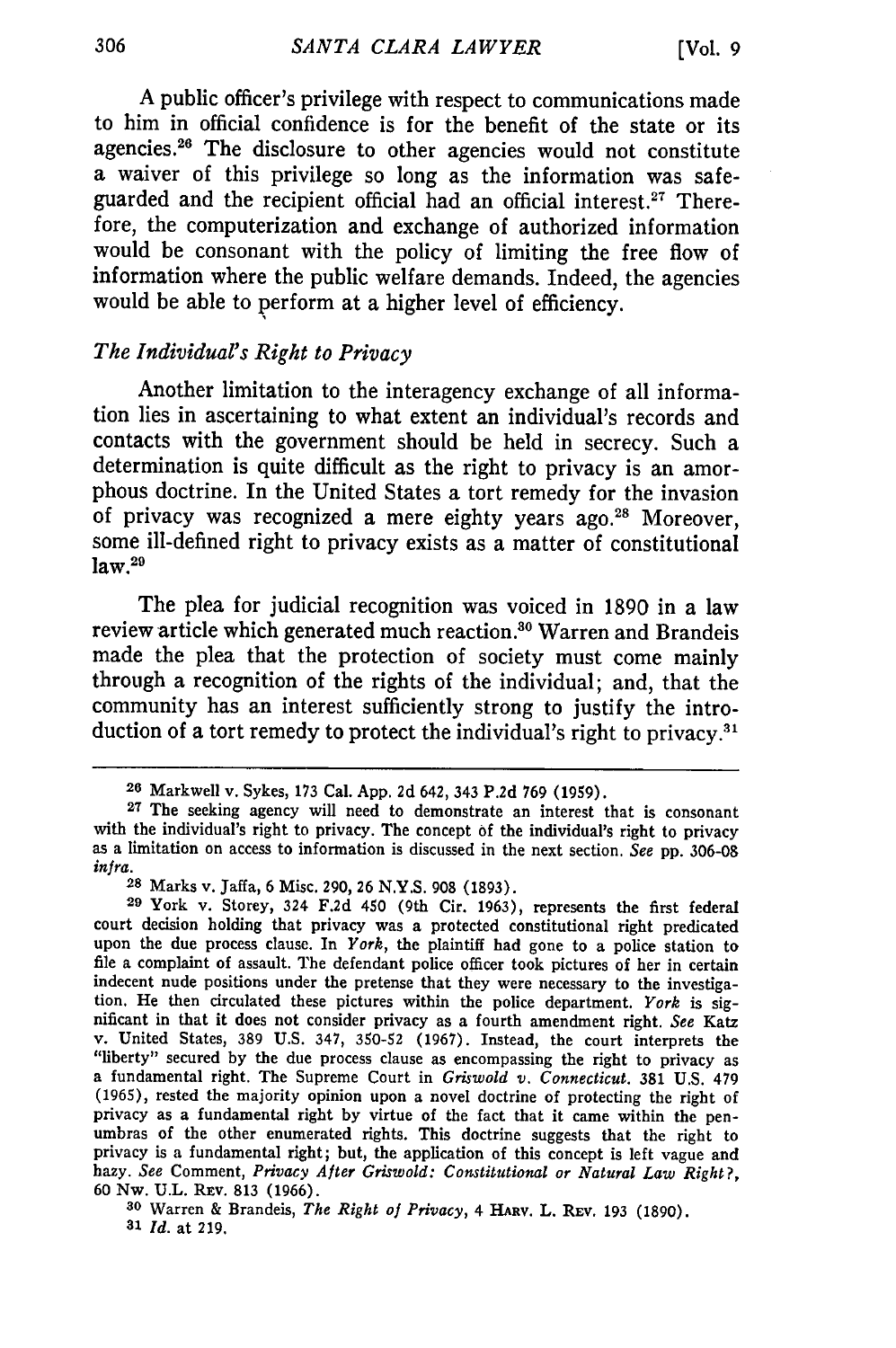A public officer's privilege with respect to communications made to him in official confidence is for the benefit of the state or its agencies.[26] The disclosure to other agencies would not constitute a waiver of this privilege so long as the information was safeguarded and the recipient official had an official interest.[27] Therefore, the computerization and exchange of authorized information would be consonant with the policy of limiting the free flow of information where the public welfare demands. Indeed, the agencies would be able to perform at a higher level of efficiency.

### *The Individual's Right to Privacy*

Another limitation to the interagency exchange of all information lies in ascertaining to what extent an individual's records and contacts with the government should be held in secrecy. Such a determination is quite difficult as the right to privacy is an amorphous doctrine. In the United States a tort remedy for the invasion of privacy was recognized a mere eighty years ago.[28] Moreover, some ill-defined right to privacy exists as a matter of constitutional law.[29]

The plea for judicial recognition was voiced in 1890 in a law review article which generated much reaction.[30] Warren and Brandeis made the plea that the protection of society must come mainly through a recognition of the rights of the individual; and, that the community has an interest sufficiently strong to justify the introduction of a tort remedy to protect the individual's right to privacy.[31]

---

[26] Markwell v. Sykes, 173 Cal. App. 2d 642, 343 P.2d 769 (1959).

[27] The seeking agency will need to demonstrate an interest that is consonant with the individual's right to privacy. The concept of the individual's right to privacy as a limitation on access to information is discussed in the next section. *See* pp. 306-08 *infra*.

[28] Marks v. Jaffa, 6 Misc. 290, 26 N.Y.S. 908 (1893).

[29] York v. Storey, 324 F.2d 450 (9th Cir. 1963), represents the first federal court decision holding that privacy was a protected constitutional right predicated upon the due process clause. In *York*, the plaintiff had gone to a police station to file a complaint of assault. The defendant police officer took pictures of her in certain indecent nude positions under the pretense that they were necessary to the investigation. He then circulated these pictures within the police department. *York* is significant in that it does not consider privacy as a fourth amendment right. *See* Katz v. United States, 389 U.S. 347, 350-52 (1967). Instead, the court interprets the "liberty" secured by the due process clause as encompassing the right to privacy as a fundamental right. The Supreme Court in *Griswold v. Connecticut*, 381 U.S. 479 (1965), rested the majority opinion upon a novel doctrine of protecting the right of privacy as a fundamental right by virtue of the fact that it came within the penumbras of the other enumerated rights. This doctrine suggests that the right to privacy is a fundamental right; but, the application of this concept is left vague and hazy. *See* Comment, *Privacy After Griswold: Constitutional or Natural Law Right?*, 60 Nw. U.L. Rev. 813 (1966).

[30] Warren & Brandeis, *The Right of Privacy*, 4 Harv. L. Rev. 193 (1890).

[31] *Id.* at 219.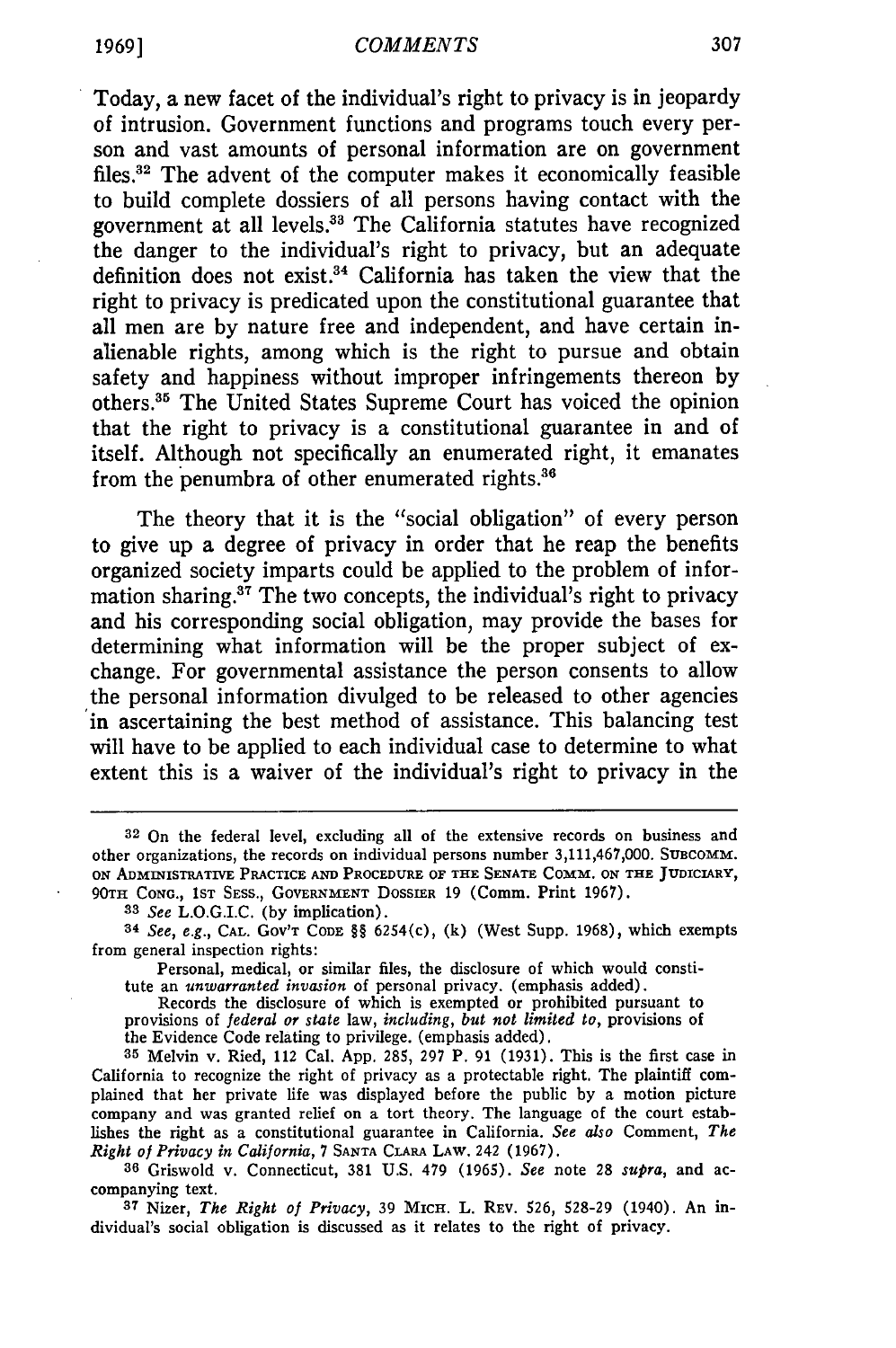Today, a new facet of the individual's right to privacy is in jeopardy of intrusion. Government functions and programs touch every person and vast amounts of personal information are on government files.[32] The advent of the computer makes it economically feasible to build complete dossiers of all persons having contact with the government at all levels.[33] The California statutes have recognized the danger to the individual's right to privacy, but an adequate definition does not exist.[34] California has taken the view that the right to privacy is predicated upon the constitutional guarantee that all men are by nature free and independent, and have certain inalienable rights, among which is the right to pursue and obtain safety and happiness without improper infringements thereon by others.[35] The United States Supreme Court has voiced the opinion that the right to privacy is a constitutional guarantee in and of itself. Although not specifically an enumerated right, it emanates from the penumbra of other enumerated rights.[36]

The theory that it is the "social obligation" of every person to give up a degree of privacy in order that he reap the benefits organized society imparts could be applied to the problem of information sharing.[37] The two concepts, the individual's right to privacy and his corresponding social obligation, may provide the bases for determining what information will be the proper subject of exchange. For governmental assistance the person consents to allow the personal information divulged to be released to other agencies in ascertaining the best method of assistance. This balancing test will have to be applied to each individual case to determine to what extent this is a waiver of the individual's right to privacy in the

---

[32] On the federal level, excluding all of the extensive records on business and other organizations, the records on individual persons number 3,111,467,000. SUBCOMM. ON ADMINISTRATIVE PRACTICE AND PROCEDURE OF THE SENATE COMM. ON THE JUDICIARY, 90TH CONG., 1ST SESS., GOVERNMENT DOSSIER 19 (Comm. Print 1967).

[33] *See* L.O.G.I.C. (by implication).

[34] *See, e.g.*, CAL. GOV'T CODE §§ 6254(c), (k) (West Supp. 1968), which exempts from general inspection rights:

> Personal, medical, or similar files, the disclosure of which would constitute an *unwarranted invasion* of personal privacy. (emphasis added).
>
> Records the disclosure of which is exempted or prohibited pursuant to provisions of *federal or state* law, *including, but not limited to*, provisions of the Evidence Code relating to privilege. (emphasis added).

[35] Melvin v. Ried, 112 Cal. App. 285, 297 P. 91 (1931). This is the first case in California to recognize the right of privacy as a protectable right. The plaintiff complained that her private life was displayed before the public by a motion picture company and was granted relief on a tort theory. The language of the court establishes the right as a constitutional guarantee in California. *See also* Comment, *The Right of Privacy in California*, 7 SANTA CLARA LAW. 242 (1967).

[36] Griswold v. Connecticut, 381 U.S. 479 (1965). *See* note 28 *supra*, and accompanying text.

[37] Nizer, *The Right of Privacy*, 39 MICH. L. REV. 526, 528-29 (1940). An individual's social obligation is discussed as it relates to the right of privacy.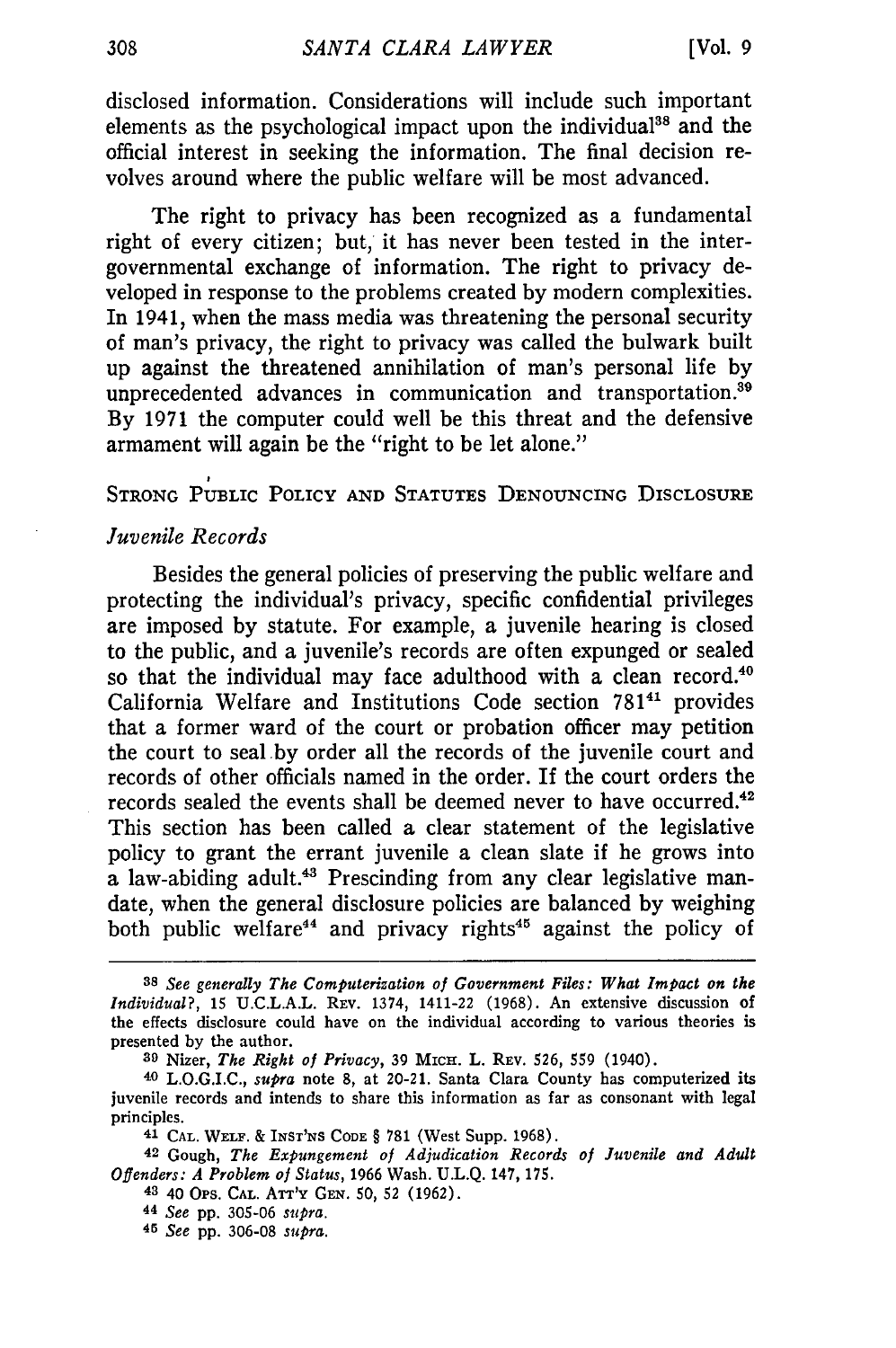disclosed information. Considerations will include such important elements as the psychological impact upon the individual[38] and the official interest in seeking the information. The final decision revolves around where the public welfare will be most advanced.

The right to privacy has been recognized as a fundamental right of every citizen; but, it has never been tested in the intergovernmental exchange of information. The right to privacy developed in response to the problems created by modern complexities. In 1941, when the mass media was threatening the personal security of man's privacy, the right to privacy was called the bulwark built up against the threatened annihilation of man's personal life by unprecedented advances in communication and transportation.[39] By 1971 the computer could well be this threat and the defensive armament will again be the "right to be let alone."

## STRONG PUBLIC POLICY AND STATUTES DENOUNCING DISCLOSURE

### *Juvenile Records*

Besides the general policies of preserving the public welfare and protecting the individual's privacy, specific confidential privileges are imposed by statute. For example, a juvenile hearing is closed to the public, and a juvenile's records are often expunged or sealed so that the individual may face adulthood with a clean record.[40] California Welfare and Institutions Code section 781[41] provides that a former ward of the court or probation officer may petition the court to seal by order all the records of the juvenile court and records of other officials named in the order. If the court orders the records sealed the events shall be deemed never to have occurred.[42] This section has been called a clear statement of the legislative policy to grant the errant juvenile a clean slate if he grows into a law-abiding adult.[43] Prescinding from any clear legislative mandate, when the general disclosure policies are balanced by weighing both public welfare[44] and privacy rights[45] against the policy of

---

[38] *See generally The Computerization of Government Files: What Impact on the Individual?*, 15 U.C.L.A.L. REV. 1374, 1411-22 (1968). An extensive discussion of the effects disclosure could have on the individual according to various theories is presented by the author.

[39] Nizer, *The Right of Privacy*, 39 MICH. L. REV. 526, 559 (1940).

[40] L.O.G.I.C., *supra* note 8, at 20-21. Santa Clara County has computerized its juvenile records and intends to share this information as far as consonant with legal principles.

[41] CAL. WELF. & INST'NS CODE § 781 (West Supp. 1968).

[42] Gough, *The Expungement of Adjudication Records of Juvenile and Adult Offenders: A Problem of Status*, 1966 Wash. U.L.Q. 147, 175.

[43] 40 OPS. CAL. ATT'Y GEN. 50, 52 (1962).

[44] *See* pp. 305-06 *supra*.

[45] *See* pp. 306-08 *supra*.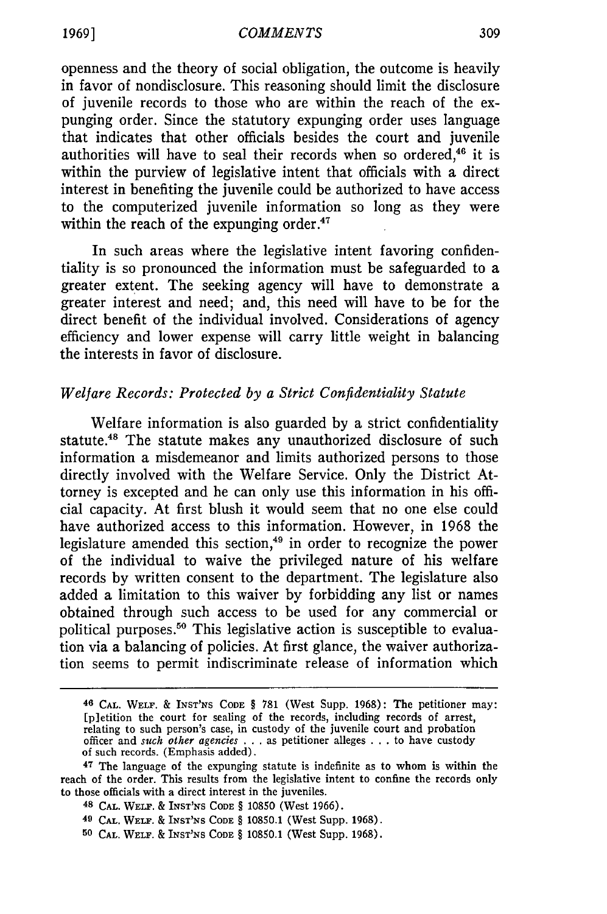openness and the theory of social obligation, the outcome is heavily in favor of nondisclosure. This reasoning should limit the disclosure of juvenile records to those who are within the reach of the expunging order. Since the statutory expunging order uses language that indicates that other officials besides the court and juvenile authorities will have to seal their records when so ordered,[46] it is within the purview of legislative intent that officials with a direct interest in benefiting the juvenile could be authorized to have access to the computerized juvenile information so long as they were within the reach of the expunging order.[47]

In such areas where the legislative intent favoring confidentiality is so pronounced the information must be safeguarded to a greater extent. The seeking agency will have to demonstrate a greater interest and need; and, this need will have to be for the direct benefit of the individual involved. Considerations of agency efficiency and lower expense will carry little weight in balancing the interests in favor of disclosure.

### *Welfare Records: Protected by a Strict Confidentiality Statute*

Welfare information is also guarded by a strict confidentiality statute.[48] The statute makes any unauthorized disclosure of such information a misdemeanor and limits authorized persons to those directly involved with the Welfare Service. Only the District Attorney is excepted and he can only use this information in his official capacity. At first blush it would seem that no one else could have authorized access to this information. However, in 1968 the legislature amended this section,[49] in order to recognize the power of the individual to waive the privileged nature of his welfare records by written consent to the department. The legislature also added a limitation to this waiver by forbidding any list or names obtained through such access to be used for any commercial or political purposes.[50] This legislative action is susceptible to evaluation via a balancing of policies. At first glance, the waiver authorization seems to permit indiscriminate release of information which

---

[46] CAL. WELF. & INST'NS CODE § 781 (West Supp. 1968): The petitioner may: [p]etition the court for sealing of the records, including records of arrest, relating to such person's case, in custody of the juvenile court and probation officer and *such other agencies* . . . as petitioner alleges . . . to have custody of such records. (Emphasis added).

[47] The language of the expunging statute is indefinite as to whom is within the reach of the order. This results from the legislative intent to confine the records only to those officials with a direct interest in the juveniles.

[48] CAL. WELF. & INST'NS CODE § 10850 (West 1966).

[49] CAL. WELF. & INST'NS CODE § 10850.1 (West Supp. 1968).

[50] CAL. WELF. & INST'NS CODE § 10850.1 (West Supp. 1968).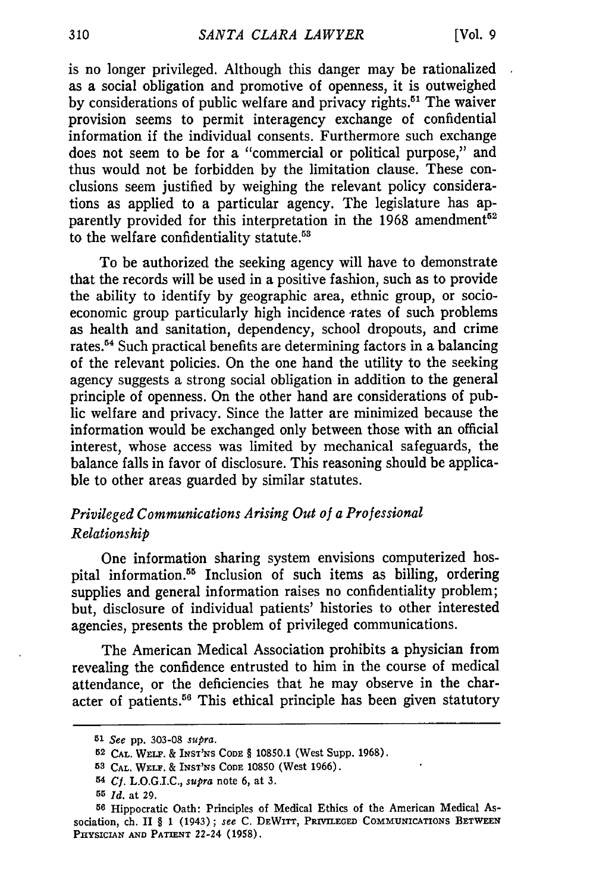is no longer privileged. Although this danger may be rationalized as a social obligation and promotive of openness, it is outweighed by considerations of public welfare and privacy rights.[51] The waiver provision seems to permit interagency exchange of confidential information if the individual consents. Furthermore such exchange does not seem to be for a "commercial or political purpose," and thus would not be forbidden by the limitation clause. These conclusions seem justified by weighing the relevant policy considerations as applied to a particular agency. The legislature has apparently provided for this interpretation in the 1968 amendment[52] to the welfare confidentiality statute.[53]

To be authorized the seeking agency will have to demonstrate that the records will be used in a positive fashion, such as to provide the ability to identify by geographic area, ethnic group, or socio-economic group particularly high incidence rates of such problems as health and sanitation, dependency, school dropouts, and crime rates.[54] Such practical benefits are determining factors in a balancing of the relevant policies. On the one hand the utility to the seeking agency suggests a strong social obligation in addition to the general principle of openness. On the other hand are considerations of public welfare and privacy. Since the latter are minimized because the information would be exchanged only between those with an official interest, whose access was limited by mechanical safeguards, the balance falls in favor of disclosure. This reasoning should be applicable to other areas guarded by similar statutes.

### *Privileged Communications Arising Out of a Professional Relationship*

One information sharing system envisions computerized hospital information.[55] Inclusion of such items as billing, ordering supplies and general information raises no confidentiality problem; but, disclosure of individual patients' histories to other interested agencies, presents the problem of privileged communications.

The American Medical Association prohibits a physician from revealing the confidence entrusted to him in the course of medical attendance, or the deficiencies that he may observe in the character of patients.[56] This ethical principle has been given statutory

---

[51] *See* pp. 303-08 *supra*.

[52] CAL. WELF. & INST'NS CODE § 10850.1 (West Supp. 1968).

[53] CAL. WELF. & INST'NS CODE 10850 (West 1966).

[54] *Cf.* L.O.G.I.C., *supra* note 6, at 3.

[55] *Id.* at 29.

[56] Hippocratic Oath: Principles of Medical Ethics of the American Medical Association, ch. II § 1 (1943); *see* C. DEWITT, PRIVILEGED COMMUNICATIONS BETWEEN PHYSICIAN AND PATIENT 22-24 (1958).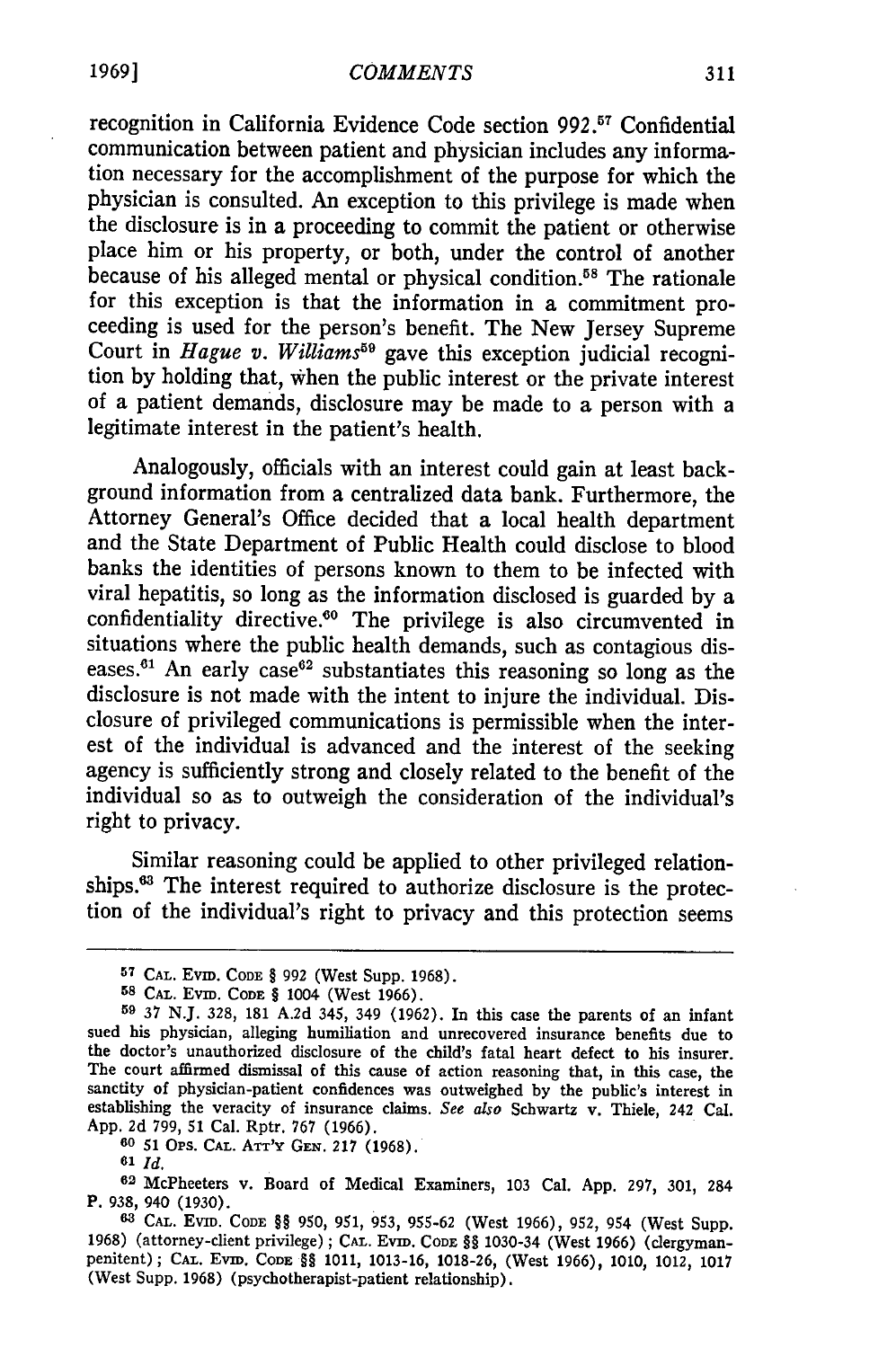recognition in California Evidence Code section 992.[57] Confidential communication between patient and physician includes any information necessary for the accomplishment of the purpose for which the physician is consulted. An exception to this privilege is made when the disclosure is in a proceeding to commit the patient or otherwise place him or his property, or both, under the control of another because of his alleged mental or physical condition.[58] The rationale for this exception is that the information in a commitment proceeding is used for the person's benefit. The New Jersey Supreme Court in *Hague v. Williams*[59] gave this exception judicial recognition by holding that, when the public interest or the private interest of a patient demands, disclosure may be made to a person with a legitimate interest in the patient's health.

Analogously, officials with an interest could gain at least background information from a centralized data bank. Furthermore, the Attorney General's Office decided that a local health department and the State Department of Public Health could disclose to blood banks the identities of persons known to them to be infected with viral hepatitis, so long as the information disclosed is guarded by a confidentiality directive.[60] The privilege is also circumvented in situations where the public health demands, such as contagious diseases.[61] An early case[62] substantiates this reasoning so long as the disclosure is not made with the intent to injure the individual. Disclosure of privileged communications is permissible when the interest of the individual is advanced and the interest of the seeking agency is sufficiently strong and closely related to the benefit of the individual so as to outweigh the consideration of the individual's right to privacy.

Similar reasoning could be applied to other privileged relationships.[63] The interest required to authorize disclosure is the protection of the individual's right to privacy and this protection seems

---

[57] CAL. EVID. CODE § 992 (West Supp. 1968).

[58] CAL. EVID. CODE § 1004 (West 1966).

[59] 37 N.J. 328, 181 A.2d 345, 349 (1962). In this case the parents of an infant sued his physician, alleging humiliation and unrecovered insurance benefits due to the doctor's unauthorized disclosure of the child's fatal heart defect to his insurer. The court affirmed dismissal of this cause of action reasoning that, in this case, the sanctity of physician-patient confidences was outweighed by the public's interest in establishing the veracity of insurance claims. *See also* Schwartz v. Thiele, 242 Cal. App. 2d 799, 51 Cal. Rptr. 767 (1966).

[60] 51 OPS. CAL. ATT'Y GEN. 217 (1968).

[61] *Id.*

[62] McPheeters v. Board of Medical Examiners, 103 Cal. App. 297, 301, 284 P. 938, 940 (1930).

[63] CAL. EVID. CODE §§ 950, 951, 953, 955-62 (West 1966), 952, 954 (West Supp. 1968) (attorney-client privilege); CAL. EVID. CODE §§ 1030-34 (West 1966) (clergyman-penitent); CAL. EVID. CODE §§ 1011, 1013-16, 1018-26, (West 1966), 1010, 1012, 1017 (West Supp. 1968) (psychotherapist-patient relationship).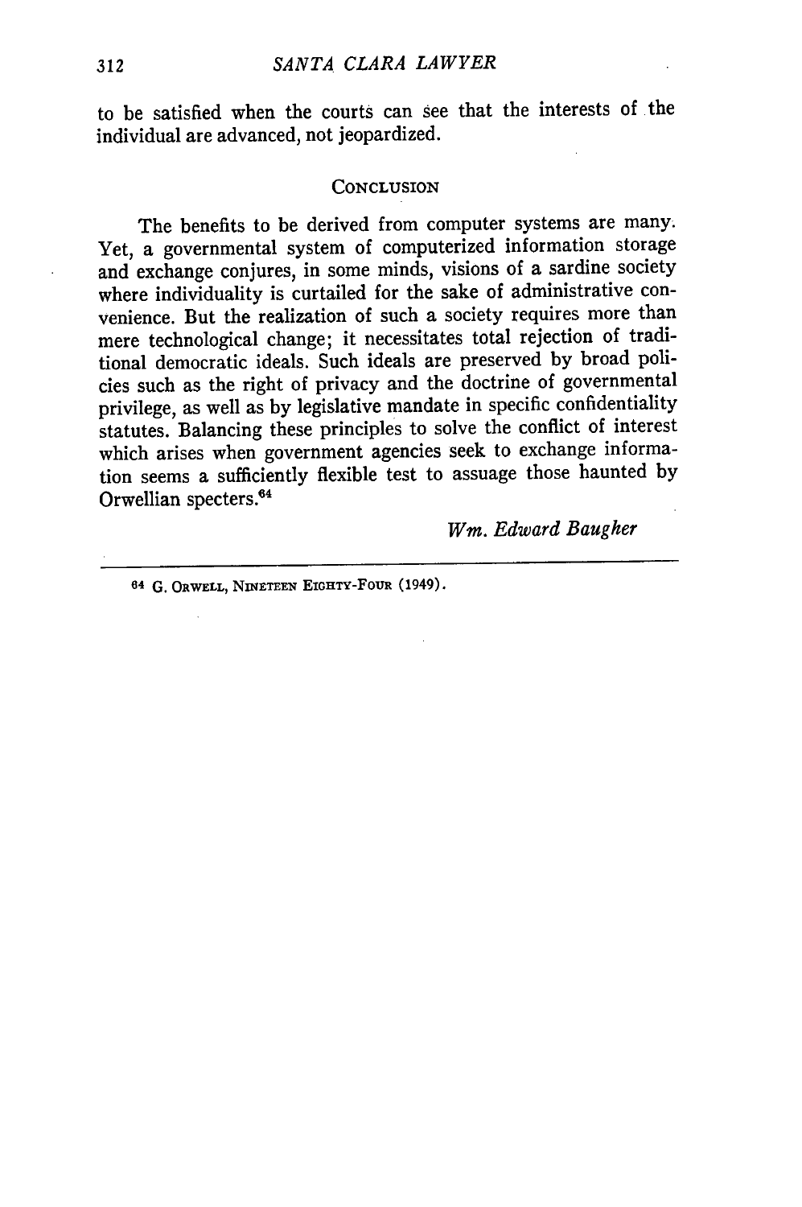to be satisfied when the courts can see that the interests of the individual are advanced, not jeopardized.

## CONCLUSION

The benefits to be derived from computer systems are many. Yet, a governmental system of computerized information storage and exchange conjures, in some minds, visions of a sardine society where individuality is curtailed for the sake of administrative convenience. But the realization of such a society requires more than mere technological change; it necessitates total rejection of traditional democratic ideals. Such ideals are preserved by broad policies such as the right of privacy and the doctrine of governmental privilege, as well as by legislative mandate in specific confidentiality statutes. Balancing these principles to solve the conflict of interest which arises when government agencies seek to exchange information seems a sufficiently flexible test to assuage those haunted by Orwellian specters.[64]

*Wm. Edward Baugher*

---

[64] G. ORWELL, NINETEEN EIGHTY-FOUR (1949).